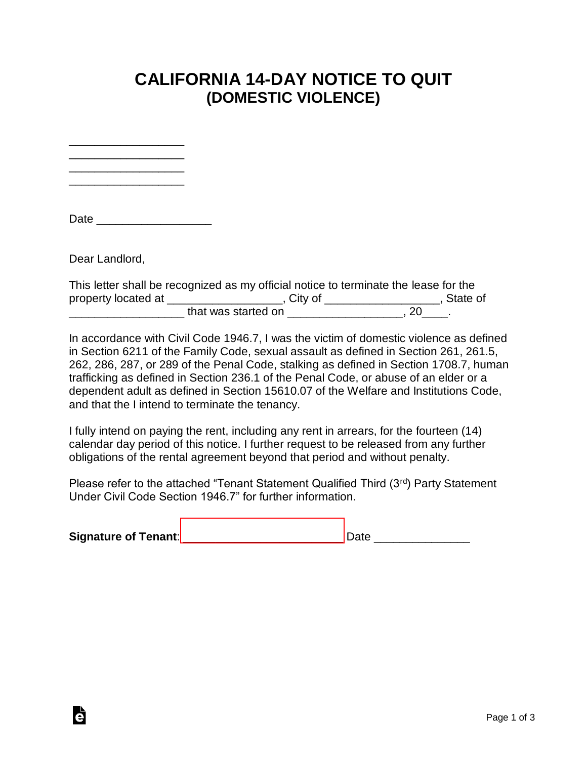# CALIFORNIA 14-DAY NOTICE TO QUIT
## (DOMESTIC VIOLENCE)

__________________
__________________
__________________
__________________

Date __________________

Dear Landlord,

This letter shall be recognized as my official notice to terminate the lease for the property located at __________________, City of __________________, State of __________________ that was started on __________________, 20____.

In accordance with Civil Code 1946.7, I was the victim of domestic violence as defined in Section 6211 of the Family Code, sexual assault as defined in Section 261, 261.5, 262, 286, 287, or 289 of the Penal Code, stalking as defined in Section 1708.7, human trafficking as defined in Section 236.1 of the Penal Code, or abuse of an elder or a dependent adult as defined in Section 15610.07 of the Welfare and Institutions Code, and that the I intend to terminate the tenancy.

I fully intend on paying the rent, including any rent in arrears, for the fourteen (14) calendar day period of this notice. I further request to be released from any further obligations of the rental agreement beyond that period and without penalty.

Please refer to the attached "Tenant Statement Qualified Third (3rd) Party Statement Under Civil Code Section 1946.7" for further information.

**Signature of Tenant**: _________________________ Date _______________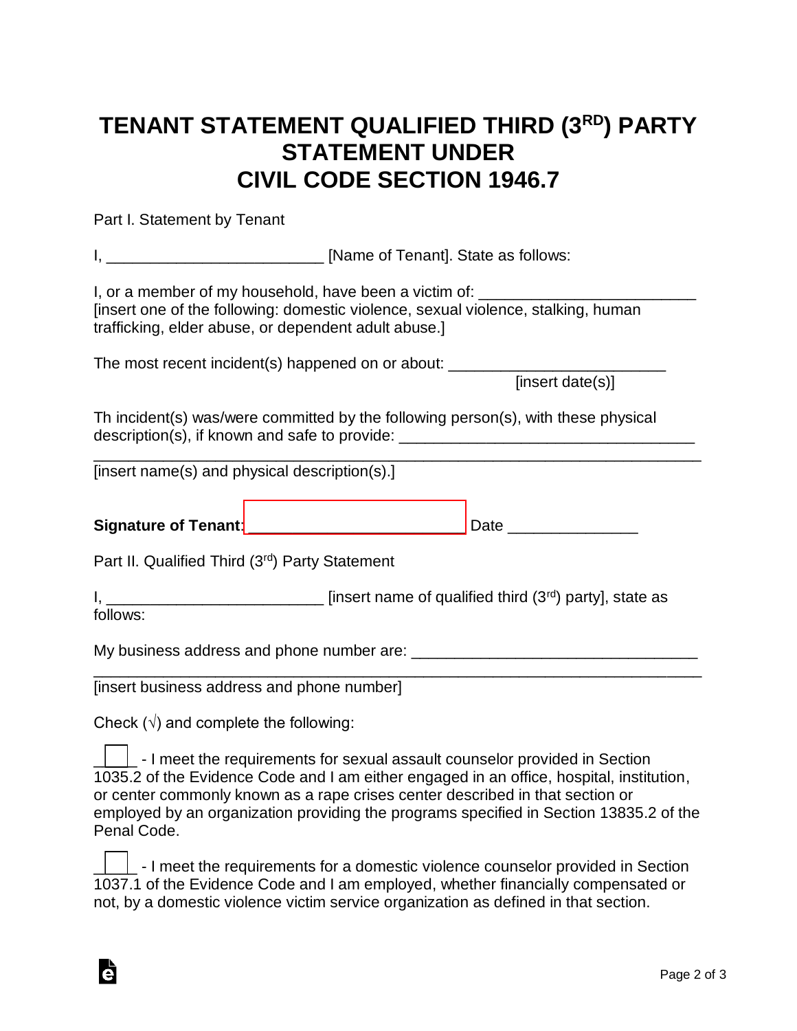# TENANT STATEMENT QUALIFIED THIRD (3RD) PARTY STATEMENT UNDER CIVIL CODE SECTION 1946.7

Part I. Statement by Tenant

I, ________________________ [Name of Tenant]. State as follows:

I, or a member of my household, have been a victim of: ________________________ [insert one of the following: domestic violence, sexual violence, stalking, human trafficking, elder abuse, or dependent adult abuse.]

The most recent incident(s) happened on or about: ________________________ [insert date(s)]

Th incident(s) was/were committed by the following person(s), with these physical description(s), if known and safe to provide: __________________________________
__________________________________________________________________
[insert name(s) and physical description(s).]

**Signature of Tenant:** ________________________ Date ______________

Part II. Qualified Third (3rd) Party Statement

I, ________________________ [insert name of qualified third (3rd) party], state as follows:

My business address and phone number are: _________________________________
__________________________________________________________________
[insert business address and phone number]

Check (√) and complete the following:

☐ - I meet the requirements for sexual assault counselor provided in Section 1035.2 of the Evidence Code and I am either engaged in an office, hospital, institution, or center commonly known as a rape crises center described in that section or employed by an organization providing the programs specified in Section 13835.2 of the Penal Code.

☐ - I meet the requirements for a domestic violence counselor provided in Section 1037.1 of the Evidence Code and I am employed, whether financially compensated or not, by a domestic violence victim service organization as defined in that section.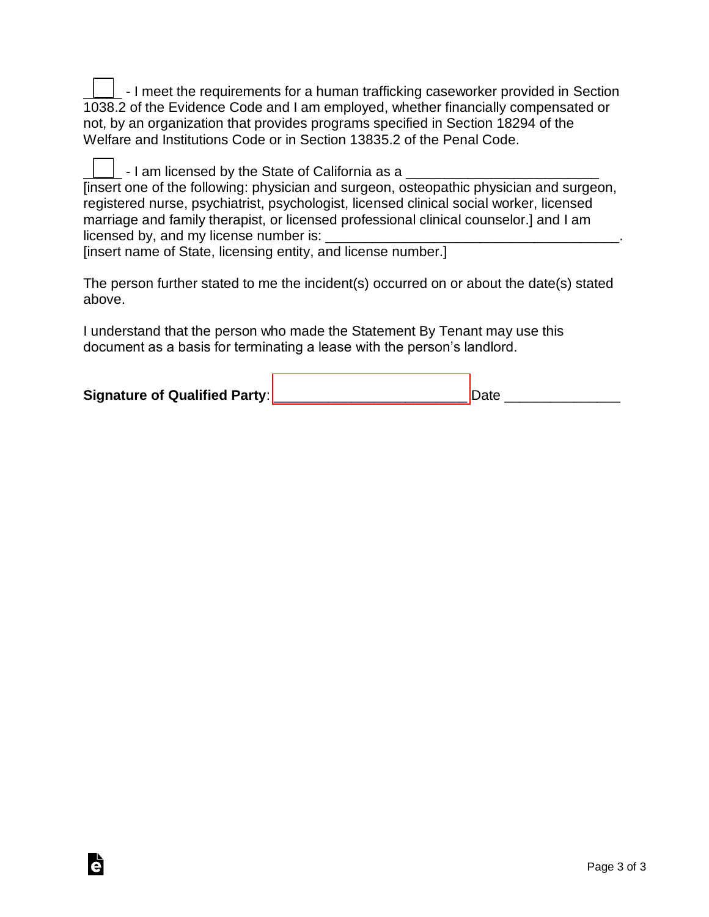____ - I meet the requirements for a human trafficking caseworker provided in Section 1038.2 of the Evidence Code and I am employed, whether financially compensated or not, by an organization that provides programs specified in Section 18294 of the Welfare and Institutions Code or in Section 13835.2 of the Penal Code.

____ - I am licensed by the State of California as a ________________________ [insert one of the following: physician and surgeon, osteopathic physician and surgeon, registered nurse, psychiatrist, psychologist, licensed clinical social worker, licensed marriage and family therapist, or licensed professional clinical counselor.] and I am licensed by, and my license number is: ______________________________________. [insert name of State, licensing entity, and license number.]

The person further stated to me the incident(s) occurred on or about the date(s) stated above.

I understand that the person who made the Statement By Tenant may use this document as a basis for terminating a lease with the person's landlord.

**Signature of Qualified Party**: ________________________ Date ______________